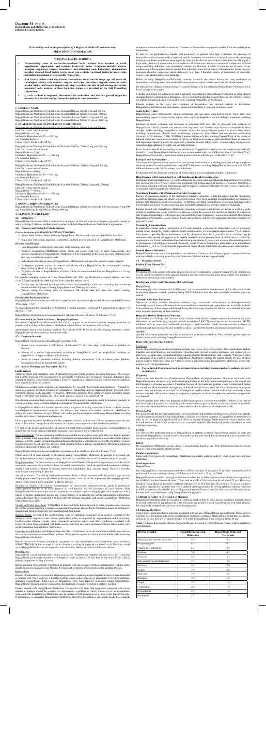# Dapanoc-M XR

**Dapagliflozin and Metformin Hydrochloride Extended Release Tablets**

*To be sold by retail on the prescription of a Registered Medical Practitioner only.*

**PRESCRIBING INFORMATION**

**WARNING: LACTIC ACIDOSIS**

- **Postmarketing cases of metformin-associated lactic acidosis have resulted in death, hypothermia, hypotension, and resistant bradyarrhythmias. Symptoms included malaise, myalgias, respiratory distress, somnolence, and abdominal pain. Laboratory abnormalities included elevated blood lactate levels, anion gap acidosis, increased lactate/pyruvate ratio; and metformin plasma levels generally >5 mcg/mL.**
- **Risk factors include renal impairment, concomitant use of certain drugs, age >65 years old, radiological studies with contrast, surgery and other procedures, hypoxic states, excessive alcohol intake, and hepatic impairment. Steps to reduce the risk of and manage metformin-associated lactic acidosis in these high-risk groups are provided in the Full Prescribing Information.**
- **If lactic acidosis is suspected, discontinue the medication and institute general supportive measures in a hospital setting. Prompt hemodialysis is recommended.**

## 1. GENERIC NAME

Dapagliflozin and Metformin Hydrochloride Extended Release Tablets 5 mg and 500 mg
Dapagliflozin and Metformin Hydrochloride Extended Release Tablets 5 mg and 1000 mg
Dapagliflozin and Metformin Hydrochloride Extended Release Tablets 10 mg and 500 mg
Dapagliflozin and Metformin Hydrochloride Extended Release Tablets 10 mg and 1000 mg

## 2. QUALITATIVE AND QUANTITATIVE COMPOSITION

Dapagliflozin and Metformin Hydrochloride Extended Release Tablets 5 mg and 500 mg
Each film coated tablet Contains
Dapagliflozin-------5 mg
Metformin Hydrochloride IP------500 mg
(As Extended Release)
Colour : Ferric Oxide Red USP-NF

Dapagliflozin and Metformin Hydrochloride Extended Release Tablets 5 mg and 1000 mg
Each film coated tablet Contains
Dapagliflozin-------5 mg
Metformin Hydrochloride IP------1000 mg
(As Extended Release)
Colour : Ferric Oxide Red USP-NF

Dapagliflozin and Metformin Hydrochloride Extended Release Tablets 10 mg and 500 mg
Each film coated tablet Contains
Dapagliflozin-------10 mg
Metformin Hydrochloride IP------500 mg
(As Extended Release)
Colour : Ferric Oxide Red USP-NF

Dapagliflozin and Metformin Hydrochloride Extended Release Tablets 10 mg and 1000 mg
Each film coated tablet Contains
Dapagliflozin-------10 mg
Metformin Hydrochloride IP------1000 mg
(As Extended Release)
Colour : Ferric Oxide Red USP-NF

## 3. DOSAGE FORM AND STRENGTH

Dapagliflozin and Metformin Hydrochloride Extended Release Tablets are Available in Formulation as 5 mg/500 mg, 5 mg/1000 mg, 10 mg/500 mg, 10 mg/1000 mg.

## 4. CLINICAL PARTICULARS

### 4.1. Indications

Dapagliflozin+Metformin tablet is indicated as an adjunct to diet and exercise to improve glycemic control in adults with type 2 diabetes mellitus when treatment with both Dapagliflozin and Metformin is appropriate.

### 4.2. Posology and Method of Administration

*Prior to Initiation of DAPAGLIFLOZIN+METFORMIN*

- Assess renal function before initiating Dapagliflozin+Metformin therapy and periodically thereafter.
- In patients with volume depletion, correct this condition prior to initiation of Dapagliflozin+Metformin

*Recommended Dosing*

- Take Dapagliflozin+Metformin once daily in the morning with food.
- Swallow Dapagliflozin+Metformin tablets whole and never crush, cut, or chew. Occasionally, the inactive ingredients of Dapagliflozin+Metformin will be eliminated in the feces as a soft, hydrated mass that may resemble the original tablet.
- Individualize the starting dose of Dapagliflozin+Metformin based upon the patient's current regimen.
- To improve glycemic control for patients not already taking Dapagliflozin, the recommended starting dose for Dapagliflozin is 5 mg once daily.
- To reduce the risk of hospitalization for heart failure, the recommended dose for Dapagliflozin is 10 mg once daily.

For patients requiring a dose of 5 mg Dapagliflozin and 2000 mg Metformin extended- release, use two of the 2.5 mg Dapagliflozin/1000 mg Metformin extended-release tablets.

- Dosing may be adjusted based on effectiveness and tolerability while not exceeding the maximum recommended daily dose of 10 mg Dapagliflozin and 2000 mg Metformin.
- Patients taking an evening dose of metformin XR should skip their last dose before starting Dapagliflozin+Metformin.

*Patients with Renal Impairment*

Dapagliflozin+Metformin is contraindicated in patients with an estimated glomerular filtration rate (eGFR) below 30 mL/min/1.73 m².

No dose adjustment for Dapagliflozin+Metformin is needed in patients with an eGFR greater than or equal to 45 mL/min/1.73 m².

Dapagliflozin+Metformin is not recommended in patients with an eGFR below 45 mL/min/1.73 m².

*Discontinuation for Iodinated Contrast Imaging Procedures*

Discontinue Dapagliflozin+Metformin at the time of, or prior to, an iodinated contrast imaging procedure in patients with a history of liver disease, alcoholism or heart failure; or in patients who will be administered intra-arterial iodinated contrast. Re-evaluate eGFR 48 hours after the imaging procedure; restart Dapagliflozin+Metformin if renal function is stable.

### 4.3. Contraindications

Dapagliflozin+Metformin is contraindicated in patients with:

- Severe renal impairment (eGFR below 30 mL/min/1.73 m²), end stage renal disease or patients on dialysis.
- History of a serious hypersensitivity reaction to Dapagliflozin, such as anaphylactic reactions or angioedema, or hypersensitivity to Metformin.
- Acute or chronic metabolic acidosis, including diabetic ketoacidosis, with or without coma. Diabetic ketoacidosis should be treated with insulin.

### 4.4. Special Warnings and Precautions for Use

**Lactic acidosis**

There have been post-marketing cases of metformin-associated lactic acidosis, including fatal cases. These cases had a subtle onset and were accompanied by nonspecific symptoms such as malaise, myalgias, abdominal pain, respiratory distress, or increased somnolence; however, hypothermia, hypotension and resistant bradyarrhythmias have occurred with severe acidosis.

Metformin-associated lactic acidosis was characterized by elevated blood lactate concentrations (>5 mmol/L), anion gap acidosis (without evidence of ketonuria or ketonemia), and an increased lactate: pyruvate ratio; metformin plasma levels generally >5 mcg/mL. Metformin decreases liver uptake of lactate increasing lactate blood levels which may increase the risk of lactic acidosis, especially in patients at risk.

If metformin-associated lactic acidosis is suspected, general supportive measures should be instituted promptly in a hospital setting, along with immediate discontinuation of Dapagliflozin+Metformin.

In Dapagliflozin+Metformin treated patients with a diagnosis or strong suspicion of lactic acidosis, prompt hemodialysis is recommended to correct the acidosis and remove accumulated metformin (Metformin is dialyzable, with a clearance of up to 170 mL/min under good hemodynamic conditions). Hemodialysis has often resulted in reversal of symptoms and recovery.

Educate patients and their families about the symptoms of lactic acidosis and if these symptoms occur instruct them to discontinue Dapagliflozin+Metformin and report these symptoms to their healthcare provider.

For each of the known and possible risk factors for metformin-associated lactic acidosis, recommendations to reduce the risk of and manage metformin-associated lactic acidosis are provided below:

Renal Impairment: The postmarketing metformin-associated lactic acidosis cases primarily occurred in patients with significant renal impairment. The risk of metformin accumulation and metformin-associated lactic acidosis increases with the severity of renal impairment because metformin is substantially excreted by the kidney. Clinical recommendations based upon the patient's renal function before initiating Dapagliflozin+Metformin, obtain an estimated glomerular filtration rate (eGFR).

Dapagliflozin+Metformin is contraindicated in patients with an eGFR less than 30 mL/min/1.73 m².

Obtain an eGFR at least annually in all patients taking Dapagliflozin+Metformin. In patients at increased risk for the development of renal impairment (e.g., the elderly), renal function should be assessed more frequently.

Drug Interactions: The concomitant use of Dapagliflozin+Metformin with specific drugs may increase the risk of metformin-associated lactic acidosis: those that impair renal function, result in significant hemodynamic change, interfere with acid-base balance or increase metformin accumulation (e.g., cationic drugs). Therefore, consider more frequent monitoring of patients.

Age 65 or Greater: The risk of metformin-associated lactic acidosis increases with the patient's age because elderly patients have a greater likelihood of having hepatic, renal, or cardiac impairment than younger patients. Assess renal function more frequently in elderly patients.

Radiological Studies with Contrast: Administration of intravascular iodinated contrast agents in metformin-treated patients has led to an acute decrease in renal function and the occurrence of lactic acidosis. Stop Dapagliflozin+Metformin at the time of, or prior to, an iodinated contrast imaging procedure in patients with a history of hepatic impairment, alcoholism, or heart failure; or in patients who will be administered intra-arterial iodinated contrast. Re-evaluate eGFR 48 hours after the imaging procedure, and restart Dapagliflozin+Metformin if renal function is stable.

Surgery and Other Procedures: Withholding of food and fluids during surgical or other procedures may increase the risk for volume depletion, hypotension and renal impairment. Dapagliflozin+Metformin should be temporarily discontinued while patients have restricted food and fluid intake.

Hypoxic States: Several of the postmarketing cases of metformin-associated lactic acidosis occurred in the setting of acute congestive heart failure (particularly when accompanied by hypoperfusion and hypoxemia). Cardiovascular collapse (shock), acute myocardial infarction, sepsis, and other conditions associated with hypoxemia have been associated with lactic acidosis and may also cause prerenal azotemia. When such events occur, discontinue Dapagliflozin+Metformin.

Excessive Alcohol Intake: Alcohol potentiates the effect of metformin on lactate metabolism and this may increase the risk of metformin-associated lactic acidosis. Warn patients against excessive alcohol intake while receiving Dapagliflozin+Metformin.

Hepatic Impairment: Patients with hepatic impairment have developed with cases of metformin- associated lactic acidosis. This may be due to impaired lactate clearance resulting in higher lactate blood levels. Therefore, avoid use of Dapagliflozin+Metformin in patients with clinical or laboratory evidence of hepatic disease.

**Hypotension**

Dapagliflozin causes intravascular volume contraction. Symptomatic hypotension can occur after initiating Dapagliflozin, particularly in patients with impaired renal function (eGFR less than 60 mL/min/1.73 m²), elderly patients, or patients on loop diuretics.

Before initiating Dapagliflozin+Metformin in patients with one or more of these characteristics, volume status should be assessed and corrected. Monitor for signs and symptoms of hypotension after initiating therapy.

**Ketoacidosis**

Reports of ketoacidosis, a serious life-threatening condition requiring urgent hospitalization have been identified in patients with type 1 and type 2 diabetes mellitus taking sodium-glucose co-transporter 2 (SGLT2) inhibitors, including Dapagliflozin. Fatal cases of ketoacidosis have been reported in patients taking Dapagliflozin. Dapagliflozin+Metformin is not indicated for the treatment of patients with type 1 diabetes mellitus.

Patients treated with Dapagliflozin+Metformin who present with signs and symptoms consistent with severe metabolic acidosis should be assessed for ketoacidosis regardless of blood glucose levels as ketoacidosis associated with Dapagliflozin+Metformin may be present even if blood glucose levels are less than 250 mg/dL. If ketoacidosis is suspected, Dapagliflozin+Metformin should be discontinued, the patient should be evaluated, and prompt treatment should be instituted. Treatment of ketoacidosis may require insulin, fluid, and carbohydrate replacement.

In many of the postmarketing reports, and particularly in patients with type 1 diabetes, the presence of ketoacidosis was not immediately recognized, and the institution of treatment was delayed because the presenting blood glucose levels were below those typically expected for diabetic ketoacidosis (often less than 250 mg/dL). Signs and symptoms at presentation were consistent with dehydration and severe metabolic acidosis and included nausea, vomiting, abdominal pain, generalized malaise, and shortness of breath. In some but not all cases, factors predisposing to ketoacidosis, such as insulin dose reduction, acute febrile illness, reduced caloric intake, surgery, pancreatic disorders suggesting insulin deficiency (e.g., type 1 diabetes, history of pancreatitis or pancreatic surgery), and alcohol abuse were identified.

Before initiating Dapagliflozin+Metformin, consider factors in the patient history that may predispose to ketoacidosis, including pancreatic insulin deficiency from any cause, caloric restriction and alcohol abuse.

For patients who undergo scheduled surgery, consider temporarily discontinuing Dapagliflozin+Metformin for at least 3 days prior to surgery.

Consider monitoring for ketoacidosis and temporarily discontinuing Dapagliflozin+Metformin in other clinical situations known to predispose to ketoacidosis (e.g., prolonged fasting due to acute illness or post-surgery). Ensure risk factors for ketoacidosis are resolved prior to restarting Dapagliflozin+Metformin.

Educate patients on the signs and symptoms of ketoacidosis and instruct patients to discontinue Dapagliflozin+Metformin and seek medical attention immediately if signs and symptoms occur.

**Acute Kidney Injury**

Dapagliflozin causes intravascular volume contraction, and can cause acute kidney injury. There have been postmarketing reports of acute kidney injury, some requiring hospitalization and dialysis, in patients receiving Dapagliflozin.

Increases in serum creatinine and decreases in estimated GFR may also be observed with initiation of Dapagliflozin. Elderly patients and patients with impaired renal function may be more susceptible to these changes. Before initiating Dapagliflozin, consider factors that may predispose patients to acute kidney injury including hypovolemia, chronic renal insufficiency, congestive heart failure and concomitant medications (diuretics, ACE inhibitors, ARBs, NSAIDs). Consider temporarily discontinuing Dapagliflozin in the setting of reduced oral intake (such as acute illness or fasting) or fluid losses (such as gastrointestinal illness or excessive heat exposure); monitor patients for signs and symptoms of acute kidney injury. If acute kidney injury occurs, discontinue Dapagliflozin promptly and institute treatment.

Renal function should be evaluated prior to initiation of Dapagliflozin+Metformin and monitored periodically thereafter. Use of Dapagliflozin+Metformin is not recommended when the eGFR is less than 45 mL/min/1.73 m². Dapagliflozin+Metformin is contraindicated in patients with an eGFR below 30 mL/min/1.73 m².

**Urosepsis and Pyelonephritis**

There have been postmarketing reports of serious urinary tract infections including urosepsis and pyelonephritis requiring hospitalization in patients receiving SGLT2 inhibitors, including Dapagliflozin. Treatment with SGLT2 inhibitors increases the risk for urinary tract infections.

Evaluate patients for signs and symptoms of urinary tract infections and treat promptly, if indicated.

**Hypoglycemia with Concomitant Use with Insulin and Insulin Secretagogues**

Insulin and insulin secretagogues (e.g., sulfonylurea) are known to cause hypoglycemia. Dapagliflozin+Metformin may increase the risk of hypoglycemia when combined with insulin and/or an insulin secretagogue. Therefore, a lower dose of insulin or insulin secretagogue may be required to minimize the risk of hypoglycemia when used in combination with Dapagliflozin+Metformin.

**Necrotizing Fasciitis of the Perineum (Fournier's Gangrene)**

Reports of necrotizing fasciitis of the perineum (Fournier's Gangrene), a rare but serious and life-threatening necrotizing infection requiring urgent surgical intervention, have been identified in postmarketing surveillance in patients with diabetes mellitus receiving SGLT2 inhibitors, including Dapagliflozin. Cases have been reported in both females and males. Serious outcomes have included hospitalization, multiple surgeries, and death.

Patients treated with Dapagliflozin+Metformin presenting with pain or tenderness, erythema, or swelling in the genital or perineal area, along with fever or malaise, should be assessed for necrotizing fasciitis. If suspected, start treatment immediately with broad-spectrum antibiotics and, if necessary, surgical debridement. Discontinue Dapagliflozin+Metformin, closely monitor blood glucose levels, and provide appropriate alternative therapy for glycemic control.

**Vitamin $B_{12}$ Concentrations**

In controlled clinical trials of metformin of 29-week duration, a decrease to subnormal levels of previously normal serum vitamin $B_{12}$ levels, without clinical manifestations, was observed in approximately 7% of patients. Such decrease, possibly due to interference with $B_{12}$ absorption from the $B_{12}$-intrinsic factor complex, may be associated with anemia but appears to be rapidly reversible with discontinuation of metformin or vitamin $B_{12}$ supplementation. Certain individuals (those with inadequate vitamin $B_{12}$ or calcium intake or absorption) appear to be predisposed to developing subnormal vitamin $B_{12}$ levels. Measure hematologic parameters on an annual basis and vitamin $B_{12}$ at 2- to 3-year intervals in patients on Dapagliflozin+Metformin and manage any abnormalities.

**Genital Mycotic Infections**

Dapagliflozin increases the risk of genital mycotic infections. Patients with a history of genital mycotic infections were more likely to develop genital mycotic infections. Monitor and treat appropriately.

### 4.5. Drug Interactions

**Positive Urine Glucose Test**

*Dapagliflozin*

Monitoring glycemic control with urine glucose tests is not recommended in patients taking SGLT2 inhibitors as SGLT2 inhibitors increase urinary glucose excretion and will lead to positive urine glucose tests. Use alternative methods to monitor glycemic control.

**Interference with 1,5-anhydroglucitol (1,5-AG) Assay**

*Dapagliflozin*

Monitoring glycemic control with 1,5-AG assay is not recommended as measurements of 1,5- AG are unreliable in assessing glycemic control in patients taking SGLT2 inhibitors. Use alternative methods to monitor glycemic control.

**Carbonic Anhydrase Inhibitors**

Topiramate or other carbonic anhydrase inhibitors (e.g., zonisamide, acetazolamide or dichlorphenamide) frequently cause a decrease in serum bicarbonate and induce non-anion gap, hyperchloremic metabolic acidosis. Concomitant use of these drugs with Dapagliflozin+Metformin may increase the risk for lactic acidosis. Consider more frequent monitoring of these patients.

**Drugs that Reduce Metformin Clearance**

Concomitant use of drugs that interfere with common renal tubular transport systems involved in the renal elimination of metformin (e.g., organic cationic transporter-2 [OCT2]/multidrug and toxin extrusion [MATE] inhibitors, such as ranolazine, vandetanib, dolutegravir, and cimetidine) could increase systemic exposure to metformin and may increase the risk for lactic acidosis. Consider the benefits and risks of concomitant use.

**Alcohol**

Alcohol is known to potentiate the effect of metformin on lactate metabolism. Warn patients against excessive alcohol intake while receiving Dapagliflozin+Metformin.

**Drugs Affecting Glycemic Control**

*Metformin*

Certain drugs tend to produce hyperglycemia and may lead to loss of glycemic control. These medications include thiazides and other diuretics, corticosteroids, phenothiazines, thyroid products, estrogens, oral contraceptives, phenytoin, nicotinic acid, sympathomimetics, calcium channel blocking drugs, and isoniazid. When such drugs are administered to a patient receiving Dapagliflozin+Metformin, observe the patient closely for loss of blood glucose control. When such drugs are withdrawn from a patient receiving Dapagliflozin+Metformin, observe the patient closely for hypoglycemia.

### 4.6. Use in Special Populations (such as pregnant women, lactating women, paediatric patients, geriatric patients etc.)

*Pregnancy*

There are no data from the use of medication or Dapagliflozin in pregnant women. Studies in rats treated with Dapagliflozin have shown toxicity to the developing kidney in the time period corresponding to the second and third trimesters of human pregnancy. Therefore, the use of this medicinal product is not recommended during the second and third trimesters of pregnancy. A limited amount of data from the use of metformin in pregnant women does not indicate an increased risk of congenital malformations. Animal studies with metformin do not indicate harmful effects with respect to pregnancy, embryonic or foetal development, parturition or postnatal development.

When the patient plans to become pregnant, and during pregnancy, it is recommended that diabetes is not treated with this medicinal product, but insulin be used to maintain blood glucose levels as close to normal as possible, to reduce the risk of malformations of the foetus associated with abnormal blood glucose levels.

*Breast-feeding*

It is unknown whether this medicinal product or Dapagliflozin (and/or its metabolites) are excreted in human milk. Available pharmacodynamic/toxicological data in animals have shown excretion of Dapagliflozin/metabolites in milk, as well as pharmacologically-mediated effects in nursing offspring. Metformin is excreted in human milk in small amounts. A risk to the newborns/infants cannot be excluded. This medicinal product should not be used while breast-feeding.

*Fertility*

The effect of this medicinal product or Dapagliflozin on fertility in humans has not been studied. In male and female rats, Dapagliflozin showed no effects on fertility at any dose tested. For metformin, studies in animals have not shown reproductive toxicity.

*Elderly*

No Dapagliflozin+Metformin dosage change is recommended based on age. More frequent assessment of renal function is recommended in elderly patients.

*Paediatric population*

Safety and effectiveness of Dapagliflozin+Metformin in pediatric patients under 18 years of age have not been established.

*Renal impairment*

*Dapagliflozin*

Use of Dapagliflozin is not recommended when eGFR is less than 45 mL/min/1.73 m² and is contraindicated in patients with severe renal impairment (eGFR less than 30 mL/min/1.73 m²) or ESRD.

Dapagliflozin was evaluated in two glycemic control studies that included patients with moderate renal impairment (an eGFR of 45 to less than 60 mL/min/1.73 m², and an eGFR of 30 to less than 60 mL/min/1.73 m², respectively). The safety profile of Dapagliflozin in the study of patients with an eGFR of 45 to less than 60 mL/min/1.73 m2 was similar to the general population of patients with type 2 diabetes. Although patients in the Dapagliflozin arm had reduction in eGFR compared to the placebo arm, eGFR generally returned towards baseline after treatment discontinuation. Patients with renal impairment using Dapagliflozin for glycemic

### 4.7. Effects on Ability to Drive and Use Machines

Dapagliflozin+metformin has no or negligible influence on the ability to drive and use machines. Patients should be alerted to the risk of hypoglycaemia when this medicinal product is used in combination with other glucose-lowering medicinal products known to cause hypoglycaemia.

### 4.8. Undesirable Effects

Table 1 shows common adverse reactions associated with the use of Dapagliflozin and metformin. These adverse reactions were not present at baseline, occurred more commonly on Dapagliflozin and metformin than on placebo, and occurred in at least 2% of patients treated with either Dapagliflozin 5 mg or Dapagliflozin 10 mg.

**Table 1:** Adverse Reactions in Placebo-Controlled Studies Reported in ≥2% of Patients Treated with Dapagliflozin and Metformin

| Adverse Reaction | Dapagliflozin 5 mg and Metformin | Dapagliflozin 10 mg and Metformin |
|---|---|---|
| Female genital mycotic infections† | 8.4 | 9.1 |
| Nasopharyngitis | 6.3 | 5.2 |
| Urinary tract infections‡ | 6.1 | 5.5 |
| Diarrhea | 5.9 | 4.2 |
| Headache | 5.4 | 3.3 |
| Male genital mycotic infections§ | 4.3 | 3.6 |
| Influenza | 4.1 | 2.6 |
| Nausea | 3.9 | 2.6 |
| Back pain | 3.4 | 2.5 |
| Dizziness | 3.2 | 1.8 |
| Cough | 3.2 | 1.4 |
| Constipation | 2.9 | 1.9 |
| Dyslipidemia | 2.7 | 1.5 |
| Pharyngitis | 2.7 | 1.5 |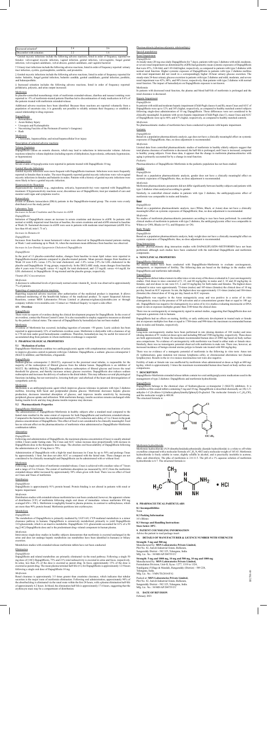| | | |
|---|---|---|
| Increased urination[‡] | 2.4 | 2.6 |
| Discomfort with urination | 2.2 | 1.6 |

* Genital mycotic infections include the following adverse reactions, listed in order of frequency reported for females: vulvovaginal mycotic infection, vaginal infection, genital infection, vulvovaginitis, fungal genital infection, vulvovaginal candidiasis, vulval abscess, genital candidiasis, and vaginitis bacterial.

† Urinary tract infections include the following adverse reactions, listed in order of frequency reported: urinary tract infection, cystitis, pyelonephritis, urethritis, and prostatitis.

‡ Genital mycotic infections include the following adverse reactions, listed in order of frequency reported for males: balanitis, fungal genital infection, balanitis candida, genital candidiasis, genital infection, posthitis, and balanoposthitis.

§ Increased urination includes the following adverse reactions, listed in order of frequency reported: pollakiuria, polyuria, and urine output increased.

**Metformin**

In placebo-controlled monotherapy trials of metformin extended-release, diarrhea and nausea/vomiting were reported in >5% of metformin-treated patients Diarrhea led to discontinuation of study medication in 0.6% of the patients treated with metformin extended-release.

Additional adverse reactions have been identified. Because these reactions are reported voluntarily from a population of uncertain size, it is generally not possible to reliably estimate their frequency or establish a causal relationship to drug exposure.

**Dapagliflozin**

- Ketoacidosis
- Acute Kidney Injury
- Urosepsis and Pyelonephritis
- Necrotizing Fasciitis of the Perineum (Fournier's Gangrene)
- Rash

**Metformin**

- Cholestatic, hepatocellular, and mixed hepatocellular liver injury

**Description of selected adverse reactions**

**Volume Depletion**

Dapagliflozin causes an osmotic diuresis, which may lead to reductions in intravascular volume. Adverse reactions related to volume depletion (including reports of dehydration, hypovolemia, orthostatic hypotension, or hypotension)

**Hypoglycemia**

Severe events of hypoglycemia were reported in patients treated with Dapagliflozin 10 mg.

**Genital Mycotic Infections**

Genital mycotic infections were more frequent with Dapagliflozin treatment. Infections were more frequently reported in females than in males. The most frequently reported genital mycotic infections were vulvovaginal mycotic infections in females and balanitis in males. Patients with a history of genital mycotic infections were more likely to have a genital mycotic infection.

**Hypersensitivity Reactions**

Hypersensitivity reactions (e.g., angioedema, urticaria, hypersensitivity) were reported with Dapagliflozin treatment. If hypersensitivity reactions occur, discontinue use of Dapagliflozin; treat per standard of care and monitor until signs and symptoms resolve.

**Ketoacidosis**

Events of diabetic ketoacidosis (DKA) patients in the Dapagliflozin-treated group. The events were evenly distributed over the study period.

**Laboratory Tests**

*Increases in Serum Creatinine and Decreases in eGFR*

*Dapagliflozin*

Initiation of Dapagliflozin causes an increase in serum creatinine and decrease in eGFR. In patients with normal or mildly impaired renal function at baseline, the serum creatinine and and eGFR returned to baseline at Week 24. Sustained decreases in eGFR were seen in patients with moderate renal impairment (eGFR 30 to less than 60 mL/min/1.73 m²).

*Increase in Hematocrit*

*Dapagliflozin*

Increases from baseline in mean hematocrit values were observed in Dapagliflozin-treated patients starting at Week 1 and continuing up to Week 16, when the maximum mean difference from baseline was observed.

*Increase in Low-Density Lipoprotein Cholesterol Dapagliflozin*

*Dapagliflozin*

In the pool of 13 placebo-controlled studies, changes from baseline in mean lipid values were reported in Dapagliflozin-treated patients compared to placebo-treated patients. Mean percent changes from baseline at Week 24 were 0.0% versus 2.5% for total cholesterol, and −1.0% versus 2.9% for LDL cholesterol in the placebo and Dapagliflozin 10 mg groups, respectively. In the DECLARE study, mean changes from baseline after 4 years were 0.4 mg/dL versus −4.1 mg/dL for total cholesterol, and −2.5 mg/dL versus −4.4 mg/dL for LDL cholesterol, in Dapagliflozin 10 mg-treated and the placebo groups, respectively.

*Vitamin B12 Concentrations*

*Metformin*

A decrease to subnormal levels of previously normal serum vitamin $B_{12}$ levels was observed in approximately 7% of patients.

**Reporting of suspected adverse reactions**

Reporting suspected adverse reactions after authorisation of the medicinal product is important. It allows continued monitoring of the benefit/risk balance of the medicinal product. To report Suspected Adverse Reactions, contact MSN Laboratories Private Limited at pharmacovigilance@msnlabs.com or through company website www.msnlabs.com->Contact us->Medical Enquiry: to report a side effect.

**4.9. Overdose**

**Dapagliflozin**

There were no reports of overdose during the clinical development program for Dapagliflozin. In the event of an overdose, contact the Poison Control Center. It is also reasonable to employ supportive measures as dictated by the patient's clinical status. The removal of Dapagliflozin by hemodialysis has not been studied.

**Metformin**

Overdose of metformin has occurred, including ingestion of amounts >50 grams. Lactic acidosis has been reported in approximately 32% of metformin overdose cases. Metformin is dialyzable with a clearance of up to 170 mL/min under good hemodynamic conditions. Therefore, hemodialysis may be useful for removal of accumulated drug from patients in whom metformin overdosage is suspected.

**5. PHARMACOLOGICAL PROPERTIES**

**5.1 Mechanism of action**

Dapagliflozin+Metformin combines two antihyperglycemic agents with complementary mechanisms of action to improve glycemic control in patients with type 2 diabetes: Dapagliflozin, a sodium- glucose cotransporter 2 (SGLT2) inhibitor, and Metformin, a biguanide.

**Dapagliflozin**

Sodium-glucose cotransporter 2 (SGLT2), expressed in the proximal renal tubules, is responsible for the majority of the reabsorption of filtered glucose from the tubular lumen. Dapagliflozin is an inhibitor of SGLT2. By inhibiting SGLT2, Dapagliflozin reduces reabsorption of filtered glucose and lowers the renal threshold for glucose, and thereby increases urinary glucose excretion. Dapagliflozin also reduces sodium reabsorption and increases the delivery of sodium to the distal tubule. This may influence several physiological functions including, but not restricted to, lowering both pre- and afterload of the heart and downregulation of sympathetic activity.

**Metformin**

Metformin is an antihyperglycemic agent which improves glucose tolerance in patients with type 2 diabetes mellitus, lowering both basal and postprandial plasma glucose. Metformin decreases hepatic glucose production, decreases intestinal absorption of glucose, and improves insulin sensitivity by increasing peripheral glucose uptake and utilization. With metformin therapy, insulin secretion remains unchanged while fasting insulin levels and day-long plasma insulin response may decrease.

**5.2 Pharmacokinetic Properties**

**Dapagliflozin+Metformin**

The administration of Dapagliflozin+Metformin in healthy subjects after a standard meal compared to the fasted state resulted in the same extent of exposure for both Dapagliflozin and metformin extended-release. Compared to the fasted state, the standard meal resulted in 35% reduction and a delay of 1 to 2 hours in the peak plasma concentrations of Dapagliflozin. This effect of food is not considered to be clinically meaningful. Food has no relevant effect on the pharmacokinetics of metformin when administered as Dapagliflozin+Metformin combination tablets.

**Absorption**

*Dapagliflozin*

Following oral administration of Dapagliflozin, the maximum plasma concentration (Cmax) is usually attained within 2 hours under fasting state. The Cmax and AUC values increase dose proportionally with increase in Dapagliflozin dose in the therapeutic dose range. The absolute oral bioavailability of Dapagliflozin following the administration of a 10 mg dose is 78%.

Administration of Dapagliflozin with a high-fat meal decreases its Cmax by up to 50% and prolongs Tmax by approximately 1 hour, but does not alter AUC as compared with the fasted state. These changes are not considered to be clinically meaningful and Dapagliflozin can be administered with or without food.

**Metformin**

Following a single oral dose of metformin extended-release, Cmax is achieved with a median value of 7 hours and a range of 4 to 8 hours. The extent of metformin absorption (as measured by AUC) from the metformin extended-release tablet increased by approximately 50% when given with food. There was no effect of food on Cmax and Tmax of metformin.

**Distribution**

*Dapagliflozin*

Dapagliflozin is approximately 91% protein bound. Protein binding is not altered in patients with renal or hepatic impairment.

*Metformin*

Distribution studies with extended-release metformin have not been conducted; however, the apparent volume of distribution (V/F) of metformin following single oral doses of immediate- release metformin 850 mg averaged 654 ± 358 L. Metformin is negligibly bound to plasma proteins, in contrast to sulfonylureas, which are more than 90% protein bound. Metformin partitions into erythrocytes.

**Metabolism**

*Dapagliflozin*

The metabolism of Dapagliflozin is primarily mediated by UGT1A9; CYP-mediated metabolism is a minor clearance pathway in humans. Dapagliflozin is extensively metabolized, primarily to yield Dapagliflozin 3-O-glucuronide, which is an inactive metabolite. Dapagliflozin 3-O- glucuronide accounted for 61% of a 50 mg [14C]-Dapagliflozin dose and is the predominant drug- related component in human plasma.

*Metformin*

Intravenous single-dose studies in healthy subjects demonstrate that metformin is excreted unchanged in the urine and does not undergo hepatic metabolism (no metabolites have been identified in humans) or biliary excretion.

Metabolism studies with extended-release metformin tablets have not been conducted.

**Elimination**

*Dapagliflozin*

Dapagliflozin and related metabolites are primarily eliminated via the renal pathway. Following a single 50 mg dose of [14C]-Dapagliflozin, 75% and 21% total radioactivity is excreted in urine and feces, respectively. In urine, less than 2% of the dose is excreted as parent drug. In feces, approximately 15% of the dose is excreted as parent drug. The mean plasma terminal half-life ($t_{½}$) for Dapagliflozin is approximately 12.9 hours following a single oral dose of Dapagliflozin 10 mg.

*Metformin*

Renal clearance is approximately 3.5 times greater than creatinine clearance, which indicates that tubular secretion is the major route of metformin elimination. Following oral administration, approximately 90% of the absorbed drug is eliminated via the renal route within the first 24 hours, with a plasma elimination half-life of approximately 6.2 hours. In blood, the elimination half-life is approximately 17.6 hours, suggesting that the erythrocyte mass may be a compartment of distribution.

**Pharmacokinetic/pharmacodynamic relationship(s)**

**Special populations**

**Renal Impairment**

*Dapagliflozin*

At steady-state (20 mg once daily Dapagliflozin for 7 days), patients with type 2 diabetes with mild, moderate, or severe renal impairment (as determined by eGFR) had geometric mean systemic exposures of Dapagliflozin that were 45%, 2.04-fold, and 3.03-fold higher, respectively, as compared to patients with type 2 diabetes with normal renal function. Higher systemic exposure of Dapagliflozin in patients with type 2 diabetes mellitus with renal impairment did not result in a correspondingly higher 24-hour urinary glucose excretion. The steady-state 24-hour urinary glucose excretion in patients with type 2 diabetes and mild, moderate, and severe renal impairment was 42%, 80%, and 90% lower, respectively, than patients with type 2 diabetes with normal renal function. The impact of hemodialysis on Dapagliflozin exposure is not known.

*Metformin*

In patients with decreased renal function, the plasma and blood half-life of metformin is prolonged and the renal clearance is decreased.

**Hepatic Impairment**

*Dapagliflozin*

In patients with mild and moderate hepatic impairment (Child-Pugh classes A and B), mean Cmax and AUC of Dapagliflozin were up to 12% and 36% higher, respectively, as compared to healthy matched control subjects following single-dose administration of 10 mg Dapagliflozin. These differences were not considered to be clinically meaningful. In patients with severe hepatic impairment (Child-Pugh class C), mean Cmax and AUC of Dapagliflozin were up to 40% and 67% higher, respectively, as compared to healthy matched controls.

*Metformin*

No pharmacokinetic studies of metformin have been conducted in patients with hepatic impairment.

**Geriatric**

*Dapagliflozin*

Based on a population pharmacokinetic analysis, age does not have a clinically meaningful effect on systemic exposure of Dapagliflozin; thus, no dose adjustment is recommended.

*Metformin*

Limited data from controlled pharmacokinetic studies of metformin in healthy elderly subjects suggest that total plasma clearance of metformin is decreased, the half-life is prolonged, and Cmax is increased, compared to healthy young subjects. From these data, it appears that the change in metformin pharmacokinetics with aging is primarily accounted for by a change in renal function.

*Pediatric*

Pharmacokinetics of Dapagliflozin+Metformin in the pediatric population has not been studied.

**Gender**

*Dapagliflozin*

Based on a population pharmacokinetic analysis, gender does not have a clinically meaningful effect on systemic exposure of Dapagliflozin; thus, no dose adjustment is recommended.

*Metformin*

Metformin pharmacokinetic parameters did not differ significantly between healthy subjects and patients with type 2 diabetes when analyzed according to gender.

Similarly, in controlled clinical studies in patients with type 2 diabetes, the antihyperglycemic effect of metformin was comparable in males and females.

**Race**

*Dapagliflozin*

Based on a population pharmacokinetic analysis, race (White, Black, or Asian) does not have a clinically meaningful effect on systemic exposure of Dapagliflozin; thus, no dose adjustment is recommended.

*Metformin*

No studies of metformin pharmacokinetic parameters according to race have been performed. In controlled clinical studies of metformin in patients with type 2 diabetes, the antihyperglycemic effect was comparable in Whites (n=249), Blacks (n=51), and Hispanics (n=24).

**Body Weight**

*Dapagliflozin*

Based on a population pharmacokinetic analysis, body weight does not have a clinically meaningful effect on systemic exposure of Dapagliflozin; thus, no dose adjustment is recommended.

**Drug Interactions:**

Specific pharmacokinetic drug interaction studies with DAPAGLIFLOZIN+METFORMIN have not been performed, although such studies have been conducted with the individual Dapagliflozin and metformin components.

**6. NONCLINICAL PROPERTIES**

**Dapagliflozin+Metformin**

No animal studies have been conducted with Dapagliflozin+Metformin to evaluate carcinogenesis, mutagenesis, or impairment of fertility. The following data are based on the findings in the studies with Dapagliflozin and metformin individually.

**Dapagliflozin**

Dapagliflozin did not induce tumors in either mice or rats at any of the doses evaluated in 2-year carcinogenicity studies. Oral doses in mice consisted of 5, 15, and 40 mg/kg/day in males and 2, 10 and 20 mg/kg/day in females, and oral doses in rats were 0.5, 2, and 10 mg/kg/day for both males and females. The highest doses evaluated in mice were approximately 72-times (males) and 105-times (females) the clinical dose of 10 mg per day, based on AUC exposure. In rats, the highest dose was approximately 131-times (males) and 186-times (females) the clinical dose of 10 mg per day, based on AUC exposure.

Dapagliflozin was negative in the Ames mutagenicity assay and was positive in a series of in vitro clastogenicity assays in the presence of S9 activation and at concentrations greater than or equal to 100 μg/mL. Dapagliflozin was negative for clastogenicity in a series of in vivo studies evaluating micronuclei or DNA repair in rats at exposure multiples greater than 2100-times the clinical dose.

There was no carcinogenicity or mutagenicity signal in animal studies, suggesting that Dapagliflozin does not represent a genotoxic risk to humans.

Dapagliflozin had no effects on mating, fertility, or early embryonic development in treated male or female rats at exposure multiples less than or equal to 1708-times and 998-times the maximum recommended human dose in males and females, respectively.

**Metformin**

Long-term carcinogenicity studies have been performed in rats (dosing duration of 104 weeks) and mice (dosing duration of 91 weeks) at doses up to and including 900 and 1500 mg/kg/day, respectively. These doses are both approximately 4 times the maximum recommended human dose of 2000 mg based on body surface area comparisons. No evidence of carcinogenicity with metformin was found in either male or female mice. Similarly, there was no tumorigenic potential observed with metformin in male rats. There was, however, an increased incidence of benign stromal uterine polyps in female rats treated with 900 mg/kg/day.

There was no evidence of a mutagenic potential of metformin in the following in vitro tests: Ames test (S. typhimurium), gene mutation test (mouse lymphoma cells), or chromosomal aberrations test (human lymphocytes). Results in the in vivo mouse micronucleus test were also negative.

Fertility of male or female rats was unaffected by metformin when administered at doses as high as 600 mg/kg/day, which is approximately 3 times the maximum recommended human dose based on body surface area comparisons.

**7. DESCRIPTION**

Dapagliflozin+Metformin extended release tablets contain two oral antihyperglycemic medications used in the management of type 2 diabetes: Dapagliflozin and metformin hydrochloride.

**Dapagliflozin**

Dapagliflozin belongs to the chemical class of Sodium-glucose co-transporter 2 (SGLT2) inhibitors. It is available as film-coated tablets containing 5 mg and 10 mg. Dapagliflozin is described chemically as: (1S)-1,5-anhydro-1-C-[4-chloro-3-[(4-ethoxyphenyl)methyl]phenyl]-D-glucitol. The molecular formula is $C_{21}H_{25}ClO_6$ and the molecular weight is 408.88.

The structural formula is:

HO, OH, OH, OH, Cl, $OC_2H_5$

**Metformin hydrochloride**

Metformin hydrochloride (N,N-dimethylimidodicarbonimidic diamide hydrochloride) is a white to off-white crystalline compound with a molecular formula of $C_4H_{11}N_5$•HCl and a molecular weight of 165.63. Metformin hydrochloride is freely soluble in water, slightly soluble in alcohol, and is practically insoluble in acetone, ether, and chloroform. The pKa of metformin is 2.8-11.5. The pH of a 1% aqueous solution of metformin hydrochloride is 6.7. The structural formula is:

$CH_3$, $H_3C$, N, N, NH, NH, $NH_2$, • HCl

**8. PHARMACEUTICAL PARTICULARS**

**8.1 Incompatibilities**

None

**8.2 Packing Information**

10's Blister

**8.3 Storage and Handling Instructions**

**Store below 30°C.**

**9. PATIENT COUNSELING INFORMATION**

Advise the patient to read package insert.

**10. DETAILS OF MANUFACTURER & LICENCE NUMBER WITH STRENGTH**

**Strength: 5 mg and 500 mg**

Manufactured by: **MSN Laboratories Private Limited,**
Plot No. 42, Anrich Industrial Estate, Bollaram,
Sangareddy District - 502 325, Telangana, India.
Mfg. Lic. No.: 38/MD/AP/2007/F/CC

**Strength: 5 mg and 1000 mg, 10 mg and 500 mg, 10 mg and 1000 mg**

Manufactured by: **MSN Laboratories Private Limited,**
Formulation Division, Unit-II, Sy.no. 1277, 1319 to 1324,
Nandigama (Village & Mandal), Rangareddy (District) - 509 228,
Telangana, India.
Mfg. Lic. No.: 5/MN/TS/2014/F/G

Packed at: **MSN Laboratories Private Limited,**
Plot No. 42, Anrich Industrial Estate, Bollaram,
Sangareddy District - 502 325, Telangana, India.
Mfg. Lic. No.: 38/MD/AP/2007/F/CC

**11. DATE OF REVISION**

February 2021